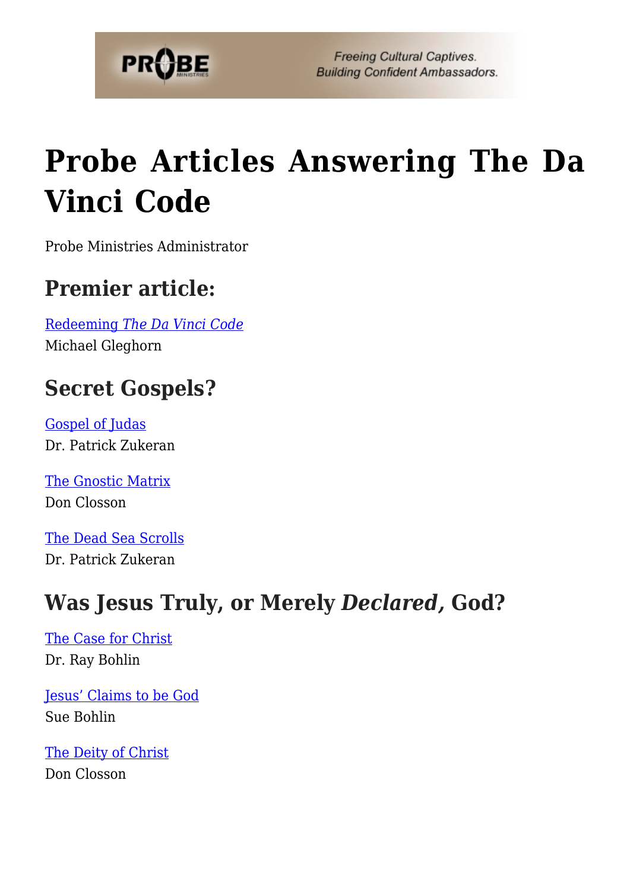# Probe Articles Answering The Da Vinci Code

Probe Ministries Administrator

## Premier article:

Redeeming *The Da Vinci Code*
Michael Gleghorn

## Secret Gospels?

Gospel of Judas
Dr. Patrick Zukeran

The Gnostic Matrix
Don Closson

The Dead Sea Scrolls
Dr. Patrick Zukeran

## Was Jesus Truly, or Merely *Declared,* God?

The Case for Christ
Dr. Ray Bohlin

Jesus' Claims to be God
Sue Bohlin

The Deity of Christ
Don Closson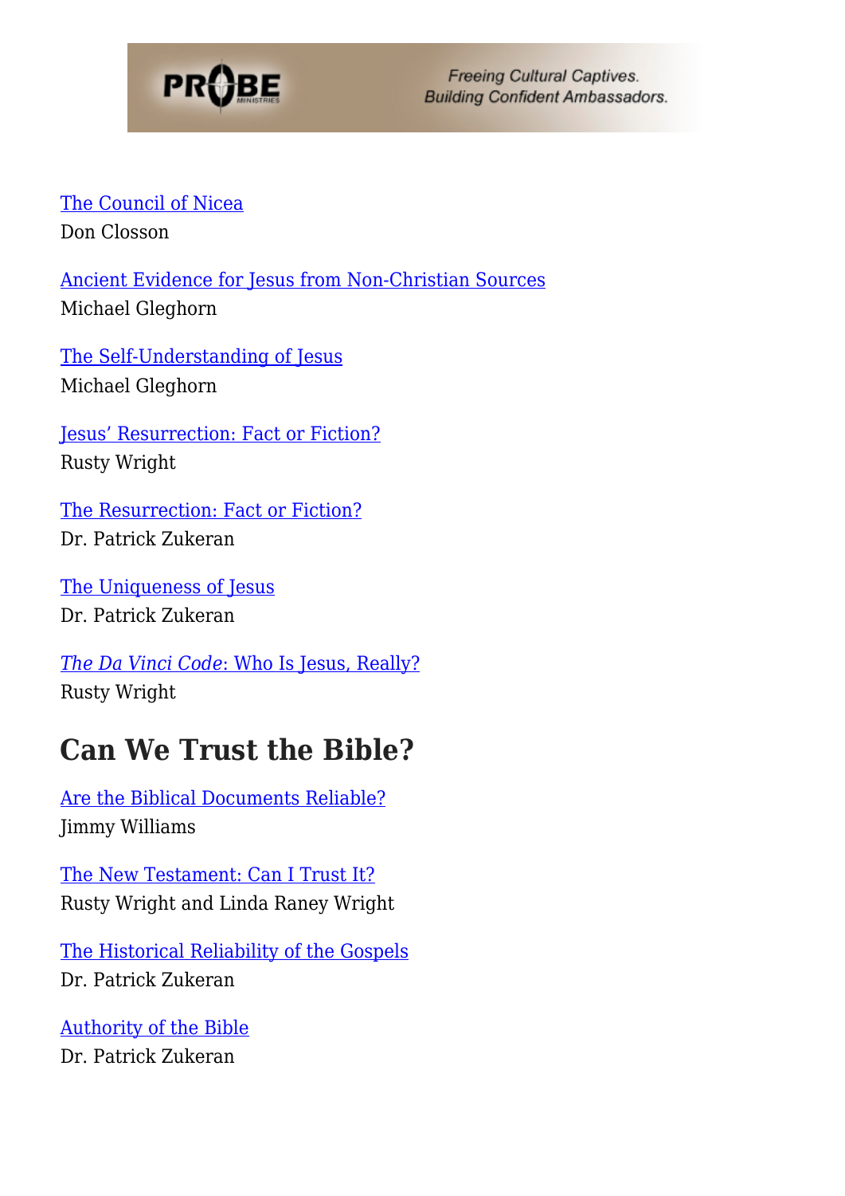[The Council of Nicea](#)
Don Closson

[Ancient Evidence for Jesus from Non-Christian Sources](#)
Michael Gleghorn

[The Self-Understanding of Jesus](#)
Michael Gleghorn

[Jesus' Resurrection: Fact or Fiction?](#)
Rusty Wright

[The Resurrection: Fact or Fiction?](#)
Dr. Patrick Zukeran

[The Uniqueness of Jesus](#)
Dr. Patrick Zukeran

[*The Da Vinci Code*: Who Is Jesus, Really?](#)
Rusty Wright

## Can We Trust the Bible?

[Are the Biblical Documents Reliable?](#)
Jimmy Williams

[The New Testament: Can I Trust It?](#)
Rusty Wright and Linda Raney Wright

[The Historical Reliability of the Gospels](#)
Dr. Patrick Zukeran

[Authority of the Bible](#)
Dr. Patrick Zukeran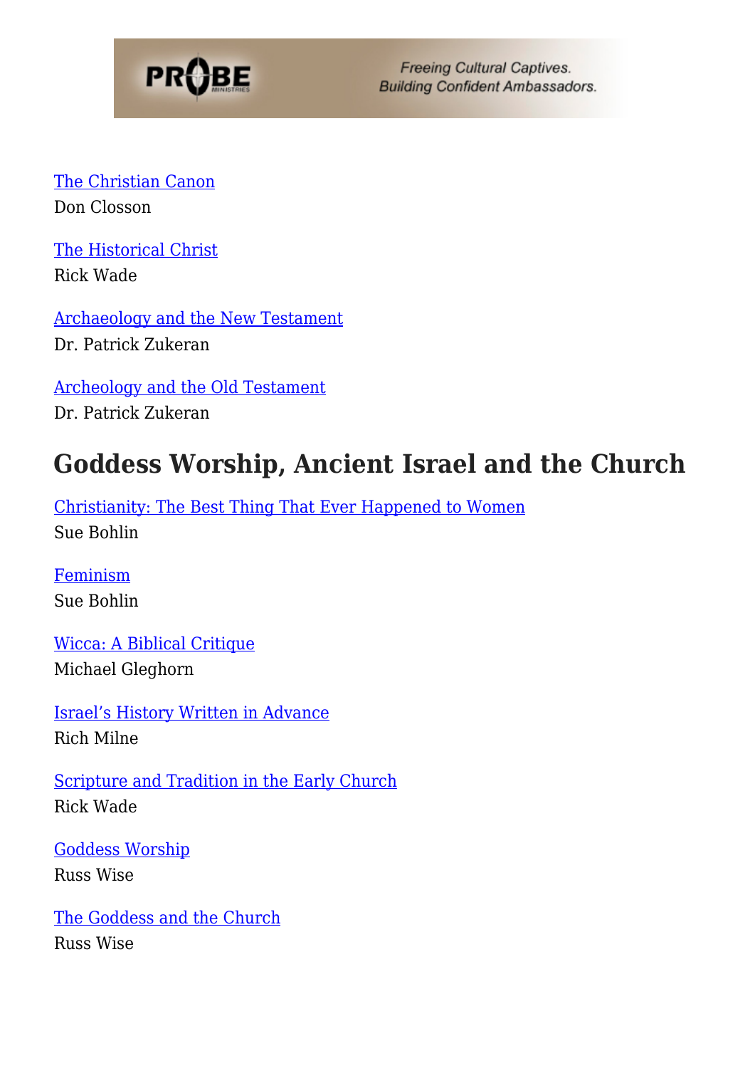The Christian Canon
Don Closson

The Historical Christ
Rick Wade

Archaeology and the New Testament
Dr. Patrick Zukeran

Archeology and the Old Testament
Dr. Patrick Zukeran

## Goddess Worship, Ancient Israel and the Church

Christianity: The Best Thing That Ever Happened to Women
Sue Bohlin

Feminism
Sue Bohlin

Wicca: A Biblical Critique
Michael Gleghorn

Israel's History Written in Advance
Rich Milne

Scripture and Tradition in the Early Church
Rick Wade

Goddess Worship
Russ Wise

The Goddess and the Church
Russ Wise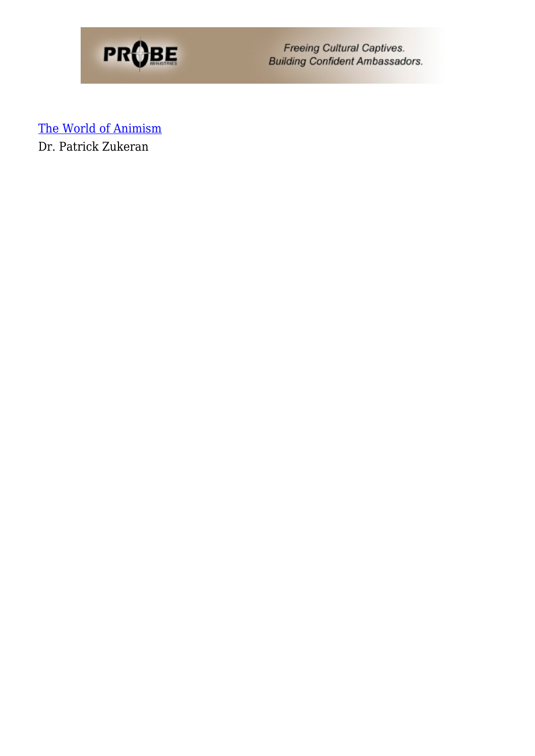[The World of Animism](#)
Dr. Patrick Zukeran